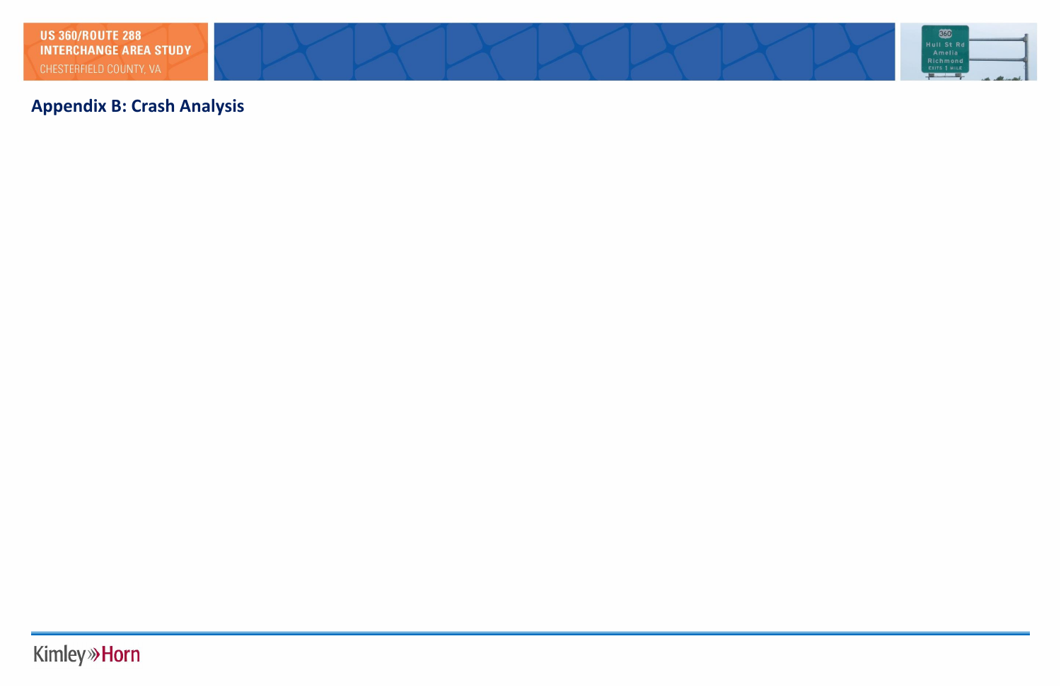# Appendix B: Crash Analysis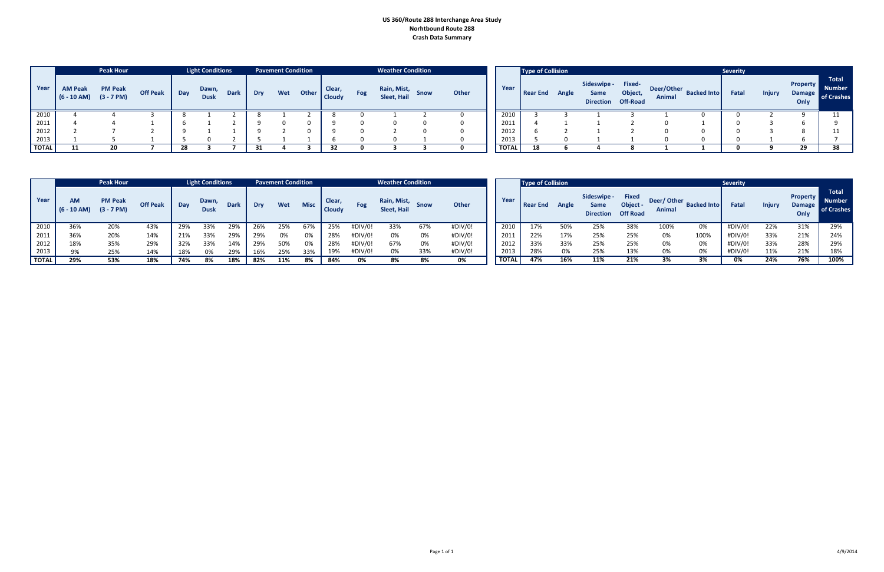**US 360/Route 288 Interchange Area Study**
**Norhtbound Route 288**
**Crash Data Summary**

| Year | Peak Hour | | | Light Conditions | | | Pavement Condition | | | Weather Condition | | | | |
|---|---|---|---|---|---|---|---|---|---|---|---|---|---|---|
| | AM Peak (6 - 10 AM) | PM Peak (3 - 7 PM) | Off Peak | Day | Dawn, Dusk | Dark | Dry | Wet | Other | Clear, Cloudy | Fog | Rain, Mist, Sleet, Hail | Snow | Other |
| 2010 | 4 | 4 | 3 | 8 | 1 | 2 | 8 | 1 | 2 | 8 | 0 | 1 | 2 | 0 |
| 2011 | 4 | 4 | 1 | 6 | 1 | 2 | 9 | 0 | 0 | 9 | 0 | 0 | 0 | 0 |
| 2012 | 2 | 7 | 2 | 9 | 1 | 1 | 9 | 2 | 0 | 9 | 0 | 2 | 0 | 0 |
| 2013 | 1 | 5 | 1 | 5 | 0 | 2 | 5 | 1 | 1 | 6 | 0 | 0 | 1 | 0 |
| **TOTAL** | **11** | **20** | **7** | **28** | **3** | **7** | **31** | **4** | **3** | **32** | **0** | **3** | **3** | **0** |

| Year | Type of Collision | | | | | | Severity | | | Total Number of Crashes |
|---|---|---|---|---|---|---|---|---|---|---|
| | Rear End | Angle | Sideswipe - Same Direction | Fixed-Object, Off-Road | Deer/Other Animal | Backed Into | Fatal | Injury | Property Damage Only | |
| 2010 | 3 | 3 | 1 | 3 | 1 | 0 | 0 | 2 | 9 | 11 |
| 2011 | 4 | 1 | 1 | 2 | 0 | 1 | 0 | 3 | 6 | 9 |
| 2012 | 6 | 2 | 1 | 2 | 0 | 0 | 0 | 3 | 8 | 11 |
| 2013 | 5 | 0 | 1 | 1 | 0 | 0 | 0 | 1 | 6 | 7 |
| **TOTAL** | **18** | **6** | **4** | **8** | **1** | **1** | **0** | **9** | **29** | **38** |

| Year | Peak Hour | | | Light Conditions | | | Pavement Condition | | | Weather Condition | | | | |
|---|---|---|---|---|---|---|---|---|---|---|---|---|---|---|
| | AM (6 - 10 AM) | PM Peak (3 - 7 PM) | Off Peak | Day | Dawn, Dusk | Dark | Dry | Wet | Misc | Clear, Cloudy | Fog | Rain, Mist, Sleet, Hail | Snow | Other |
| 2010 | 36% | 20% | 43% | 29% | 33% | 29% | 26% | 25% | 67% | 25% | #DIV/0! | 33% | 67% | #DIV/0! |
| 2011 | 36% | 20% | 14% | 21% | 33% | 29% | 29% | 0% | 0% | 28% | #DIV/0! | 0% | 0% | #DIV/0! |
| 2012 | 18% | 35% | 29% | 32% | 33% | 14% | 29% | 50% | 0% | 28% | #DIV/0! | 67% | 0% | #DIV/0! |
| 2013 | 9% | 25% | 14% | 18% | 0% | 29% | 16% | 25% | 33% | 19% | #DIV/0! | 0% | 33% | #DIV/0! |
| **TOTAL** | **29%** | **53%** | **18%** | **74%** | **8%** | **18%** | **82%** | **11%** | **8%** | **84%** | **0%** | **8%** | **8%** | **0%** |

| Year | Type of Collision | | | | | | Severity | | | Total Number of Crashes |
|---|---|---|---|---|---|---|---|---|---|---|
| | Rear End | Angle | Sideswipe - Same Direction | Fixed Object - Off Road | Deer/ Other Animal | Backed Into | Fatal | Injury | Property Damage Only | |
| 2010 | 17% | 50% | 25% | 38% | 100% | 0% | #DIV/0! | 22% | 31% | 29% |
| 2011 | 22% | 17% | 25% | 25% | 0% | 100% | #DIV/0! | 33% | 21% | 24% |
| 2012 | 33% | 33% | 25% | 25% | 0% | 0% | #DIV/0! | 33% | 28% | 29% |
| 2013 | 28% | 0% | 25% | 13% | 0% | 0% | #DIV/0! | 11% | 21% | 18% |
| **TOTAL** | **47%** | **16%** | **11%** | **21%** | **3%** | **3%** | **0%** | **24%** | **76%** | **100%** |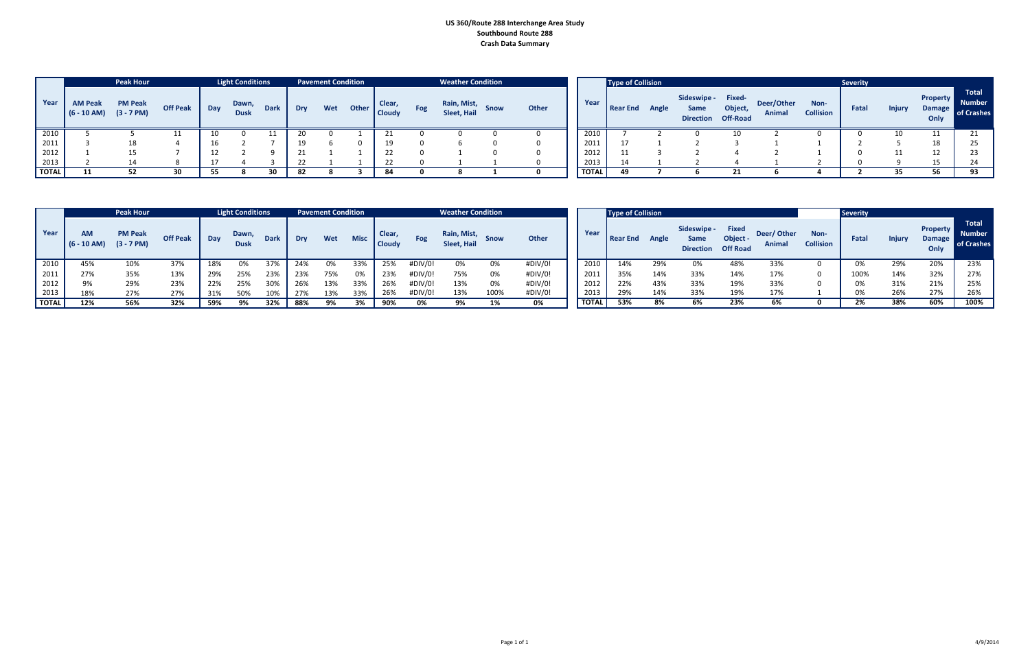# US 360/Route 288 Interchange Area Study
## Southbound Route 288
## Crash Data Summary

| Year | Peak Hour | | | Light Conditions | | | Pavement Condition | | | Weather Condition | | | | |
|---|---|---|---|---|---|---|---|---|---|---|---|---|---|---|
| | AM Peak (6 - 10 AM) | PM Peak (3 - 7 PM) | Off Peak | Day | Dawn, Dusk | Dark | Dry | Wet | Other | Clear, Cloudy | Fog | Rain, Mist, Sleet, Hail | Snow | Other |
| 2010 | 5 | 5 | 11 | 10 | 0 | 11 | 20 | 0 | 1 | 21 | 0 | 0 | 0 | 0 |
| 2011 | 3 | 18 | 4 | 16 | 2 | 7 | 19 | 6 | 0 | 19 | 0 | 6 | 0 | 0 |
| 2012 | 1 | 15 | 7 | 12 | 2 | 9 | 21 | 1 | 1 | 22 | 0 | 1 | 0 | 0 |
| 2013 | 2 | 14 | 8 | 17 | 4 | 3 | 22 | 1 | 1 | 22 | 0 | 1 | 1 | 0 |
| **TOTAL** | **11** | **52** | **30** | **55** | **8** | **30** | **82** | **8** | **3** | **84** | **0** | **8** | **1** | **0** |

| Year | Type of Collision | | | | | | Severity | | | |
|---|---|---|---|---|---|---|---|---|---|---|
| | Rear End | Angle | Sideswipe - Same Direction | Fixed-Object, Off-Road | Deer/Other Animal | Non-Collision | Fatal | Injury | Property Damage Only | Total Number of Crashes |
| 2010 | 7 | 2 | 0 | 10 | 2 | 0 | 0 | 10 | 11 | 21 |
| 2011 | 17 | 1 | 2 | 3 | 1 | 1 | 2 | 5 | 18 | 25 |
| 2012 | 11 | 3 | 2 | 4 | 2 | 1 | 0 | 11 | 12 | 23 |
| 2013 | 14 | 1 | 2 | 4 | 1 | 2 | 0 | 9 | 15 | 24 |
| **TOTAL** | **49** | **7** | **6** | **21** | **6** | **4** | **2** | **35** | **56** | **93** |

| Year | Peak Hour | | | Light Conditions | | | Pavement Condition | | | Weather Condition | | | | |
|---|---|---|---|---|---|---|---|---|---|---|---|---|---|---|
| | AM (6 - 10 AM) | PM Peak (3 - 7 PM) | Off Peak | Day | Dawn, Dusk | Dark | Dry | Wet | Misc | Clear, Cloudy | Fog | Rain, Mist, Sleet, Hail | Snow | Other |
| 2010 | 45% | 10% | 37% | 18% | 0% | 37% | 24% | 0% | 33% | 25% | #DIV/0! | 0% | 0% | #DIV/0! |
| 2011 | 27% | 35% | 13% | 29% | 25% | 23% | 23% | 75% | 0% | 23% | #DIV/0! | 75% | 0% | #DIV/0! |
| 2012 | 9% | 29% | 23% | 22% | 25% | 30% | 26% | 13% | 33% | 26% | #DIV/0! | 13% | 0% | #DIV/0! |
| 2013 | 18% | 27% | 27% | 31% | 50% | 10% | 27% | 13% | 33% | 26% | #DIV/0! | 13% | 100% | #DIV/0! |
| **TOTAL** | **12%** | **56%** | **32%** | **59%** | **9%** | **32%** | **88%** | **9%** | **3%** | **90%** | **0%** | **9%** | **1%** | **0%** |

| Year | Type of Collision | | | | | | Severity | | | |
|---|---|---|---|---|---|---|---|---|---|---|
| | Rear End | Angle | Sideswipe - Same Direction | Fixed Object - Off Road | Deer/ Other Animal | Non-Collision | Fatal | Injury | Property Damage Only | Total Number of Crashes |
| 2010 | 14% | 29% | 0% | 48% | 33% | 0 | 0% | 29% | 20% | 23% |
| 2011 | 35% | 14% | 33% | 14% | 17% | 0 | 100% | 14% | 32% | 27% |
| 2012 | 22% | 43% | 33% | 19% | 33% | 0 | 0% | 31% | 21% | 25% |
| 2013 | 29% | 14% | 33% | 19% | 17% | 1 | 0% | 26% | 27% | 26% |
| **TOTAL** | **53%** | **8%** | **6%** | **23%** | **6%** | **0** | **2%** | **38%** | **60%** | **100%** |

4/9/2014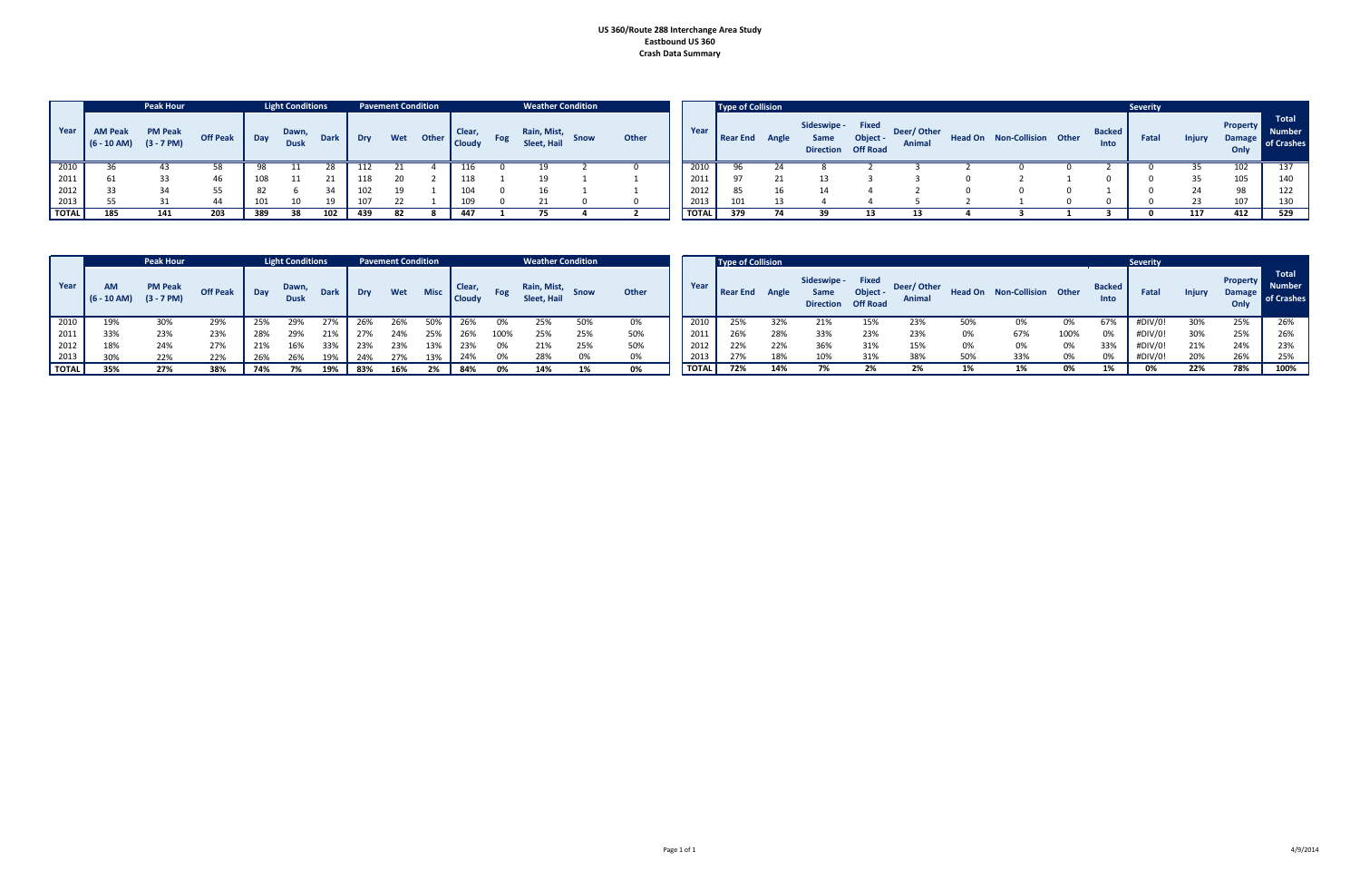**US 360/Route 288 Interchange Area Study**
**Eastbound US 360**
**Crash Data Summary**

| Year | Peak Hour | | | Light Conditions | | | Pavement Condition | | | Weather Condition | | | | |
|---|---|---|---|---|---|---|---|---|---|---|---|---|---|---|
| | AM Peak (6 - 10 AM) | PM Peak (3 - 7 PM) | Off Peak | Day | Dawn, Dusk | Dark | Dry | Wet | Other | Clear, Cloudy | Fog | Rain, Mist, Sleet, Hail | Snow | Other |
| 2010 | 36 | 43 | 58 | 98 | 11 | 28 | 112 | 21 | 4 | 116 | 0 | 19 | 2 | 0 |
| 2011 | 61 | 33 | 46 | 108 | 11 | 21 | 118 | 20 | 2 | 118 | 1 | 19 | 1 | 1 |
| 2012 | 33 | 34 | 55 | 82 | 6 | 34 | 102 | 19 | 1 | 104 | 0 | 16 | 1 | 1 |
| 2013 | 55 | 31 | 44 | 101 | 10 | 19 | 107 | 22 | 1 | 109 | 0 | 21 | 0 | 0 |
| **TOTAL** | **185** | **141** | **203** | **389** | **38** | **102** | **439** | **82** | **8** | **447** | **1** | **75** | **4** | **2** |

| Year | Type of Collision | | | | | | | | | Severity | | | |
|---|---|---|---|---|---|---|---|---|---|---|---|---|---|
| | Rear End | Angle | Sideswipe - Same Direction | Fixed Object - Off Road | Deer/ Other Animal | Head On | Non-Collision | Other | Backed Into | Fatal | Injury | Property Damage Only | Total Number of Crashes |
| 2010 | 96 | 24 | 8 | 2 | 3 | 2 | 0 | 0 | 2 | 0 | 35 | 102 | 137 |
| 2011 | 97 | 21 | 13 | 3 | 3 | 0 | 2 | 1 | 0 | 0 | 35 | 105 | 140 |
| 2012 | 85 | 16 | 14 | 4 | 2 | 0 | 0 | 0 | 1 | 0 | 24 | 98 | 122 |
| 2013 | 101 | 13 | 4 | 4 | 5 | 2 | 1 | 0 | 0 | 0 | 23 | 107 | 130 |
| **TOTAL** | **379** | **74** | **39** | **13** | **13** | **4** | **3** | **1** | **3** | **0** | **117** | **412** | **529** |

| Year | Peak Hour | | | Light Conditions | | | Pavement Condition | | | Weather Condition | | | | |
|---|---|---|---|---|---|---|---|---|---|---|---|---|---|---|
| | AM (6 - 10 AM) | PM Peak (3 - 7 PM) | Off Peak | Day | Dawn, Dusk | Dark | Dry | Wet | Misc | Clear, Cloudy | Fog | Rain, Mist, Sleet, Hail | Snow | Other |
| 2010 | 19% | 30% | 29% | 25% | 29% | 27% | 26% | 26% | 50% | 26% | 0% | 25% | 50% | 0% |
| 2011 | 33% | 23% | 23% | 28% | 29% | 21% | 27% | 24% | 25% | 26% | 100% | 25% | 25% | 50% |
| 2012 | 18% | 24% | 27% | 21% | 16% | 33% | 23% | 23% | 13% | 23% | 0% | 21% | 25% | 50% |
| 2013 | 30% | 22% | 22% | 26% | 26% | 19% | 24% | 27% | 13% | 24% | 0% | 28% | 0% | 0% |
| **TOTAL** | **35%** | **27%** | **38%** | **74%** | **7%** | **19%** | **83%** | **16%** | **2%** | **84%** | **0%** | **14%** | **1%** | **0%** |

| Year | Type of Collision | | | | | | | | | Severity | | | |
|---|---|---|---|---|---|---|---|---|---|---|---|---|---|
| | Rear End | Angle | Sideswipe - Same Direction | Fixed Object - Off Road | Deer/ Other Animal | Head On | Non-Collision | Other | Backed Into | Fatal | Injury | Property Damage Only | Total Number of Crashes |
| 2010 | 25% | 32% | 21% | 15% | 23% | 50% | 0% | 0% | 67% | #DIV/0! | 30% | 25% | 26% |
| 2011 | 26% | 28% | 33% | 23% | 23% | 0% | 67% | 100% | 0% | #DIV/0! | 30% | 25% | 26% |
| 2012 | 22% | 22% | 36% | 31% | 15% | 0% | 0% | 0% | 33% | #DIV/0! | 21% | 24% | 23% |
| 2013 | 27% | 18% | 10% | 31% | 38% | 50% | 33% | 0% | 0% | #DIV/0! | 20% | 26% | 25% |
| **TOTAL** | **72%** | **14%** | **7%** | **2%** | **2%** | **1%** | **1%** | **0%** | **1%** | **0%** | **22%** | **78%** | **100%** |

4/9/2014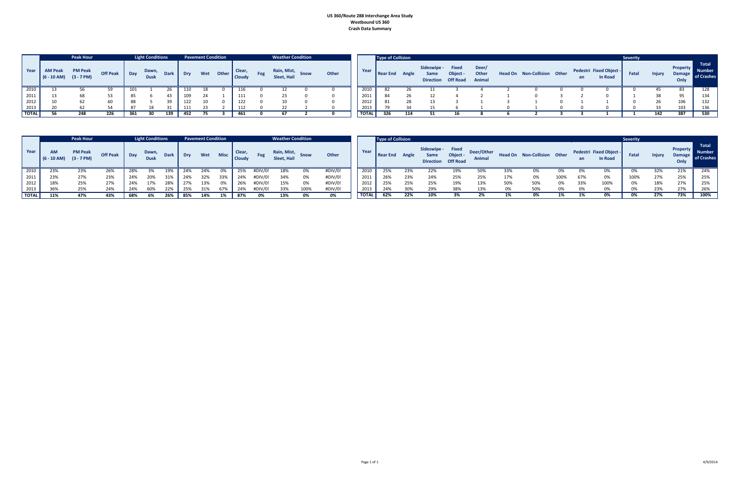# US 360/Route 288 Interchange Area Study
## Westbound US 360
## Crash Data Summary

| | Peak Hour | | | Light Conditions | | | Pavement Condition | | | Weather Condition | | | | |
|---|---|---|---|---|---|---|---|---|---|---|---|---|---|---|
| Year | AM Peak (6 - 10 AM) | PM Peak (3 - 7 PM) | Off Peak | Day | Dawn, Dusk | Dark | Dry | Wet | Other | Clear, Cloudy | Fog | Rain, Mist, Sleet, Hail | Snow | Other |
| 2010 | 13 | 56 | 59 | 101 | 1 | 26 | 110 | 18 | 0 | 116 | 0 | 12 | 0 | 0 |
| 2011 | 13 | 68 | 53 | 85 | 6 | 43 | 109 | 24 | 1 | 111 | 0 | 23 | 0 | 0 |
| 2012 | 10 | 62 | 60 | 88 | 5 | 39 | 122 | 10 | 0 | 122 | 0 | 10 | 0 | 0 |
| 2013 | 20 | 62 | 54 | 87 | 18 | 31 | 111 | 23 | 2 | 112 | 0 | 22 | 2 | 0 |
| TOTAL | 56 | 248 | 226 | 361 | 30 | 139 | 452 | 75 | 3 | 461 | 0 | 67 | 2 | 0 |

| | Type of Collision | | | | | | | | | | | Severity | | | |
|---|---|---|---|---|---|---|---|---|---|---|---|---|---|---|---|
| Year | Rear End | Angle | Sideswipe - Same Direction | Fixed Object - Off Road | Deer/ Other Animal | Head On | Non-Collision | Other | Pedestrian | Fixed Object - In Road | Fatal | Injury | Property Damage Only | Total Number of Crashes |
| 2010 | 82 | 26 | 11 | 3 | 4 | 2 | 0 | 0 | 0 | 0 | 0 | 45 | 83 | 128 |
| 2011 | 84 | 26 | 12 | 4 | 2 | 1 | 0 | 3 | 2 | 0 | 1 | 38 | 95 | 134 |
| 2012 | 81 | 28 | 13 | 3 | 1 | 3 | 1 | 0 | 1 | 1 | 0 | 26 | 106 | 132 |
| 2013 | 79 | 34 | 15 | 6 | 1 | 0 | 1 | 0 | 0 | 0 | 0 | 33 | 103 | 136 |
| TOTAL | 326 | 114 | 51 | 16 | 8 | 6 | 2 | 3 | 3 | 1 | 1 | 142 | 387 | 530 |

| | Peak Hour | | | Light Conditions | | | Pavement Condition | | | Weather Condition | | | | |
|---|---|---|---|---|---|---|---|---|---|---|---|---|---|---|
| Year | AM (6 - 10 AM) | PM Peak (3 - 7 PM) | Off Peak | Day | Dawn, Dusk | Dark | Dry | Wet | Misc | Clear, Cloudy | Fog | Rain, Mist, Sleet, Hail | Snow | Other |
| 2010 | 23% | 23% | 26% | 28% | 3% | 19% | 24% | 24% | 0% | 25% | #DIV/0! | 18% | 0% | #DIV/0! |
| 2011 | 23% | 27% | 23% | 24% | 20% | 31% | 24% | 32% | 33% | 24% | #DIV/0! | 34% | 0% | #DIV/0! |
| 2012 | 18% | 25% | 27% | 24% | 17% | 28% | 27% | 13% | 0% | 26% | #DIV/0! | 15% | 0% | #DIV/0! |
| 2013 | 36% | 25% | 24% | 24% | 60% | 22% | 25% | 31% | 67% | 24% | #DIV/0! | 33% | 100% | #DIV/0! |
| TOTAL | 11% | 47% | 43% | 68% | 6% | 26% | 85% | 14% | 1% | 87% | 0% | 13% | 0% | 0% |

| | Type of Collision | | | | | | | | | | | Severity | | | |
|---|---|---|---|---|---|---|---|---|---|---|---|---|---|---|---|
| Year | Rear End | Angle | Sideswipe - Same Direction | Fixed Object - Off Road | Deer/Other Animal | Head On | Non-Collision | Other | Pedestrian | Fixed Object - In Road | Fatal | Injury | Property Damage Only | Total Number of Crashes |
| 2010 | 25% | 23% | 22% | 19% | 50% | 33% | 0% | 0% | 0% | 0% | 0% | 32% | 21% | 24% |
| 2011 | 26% | 23% | 24% | 25% | 25% | 17% | 0% | 100% | 67% | 0% | 100% | 27% | 25% | 25% |
| 2012 | 25% | 25% | 25% | 19% | 13% | 50% | 50% | 0% | 33% | 100% | 0% | 18% | 27% | 25% |
| 2013 | 24% | 30% | 29% | 38% | 13% | 0% | 50% | 0% | 0% | 0% | 0% | 23% | 27% | 26% |
| TOTAL | 62% | 22% | 10% | 3% | 2% | 1% | 0% | 1% | 1% | 0% | 0% | 27% | 73% | 100% |

4/9/2014